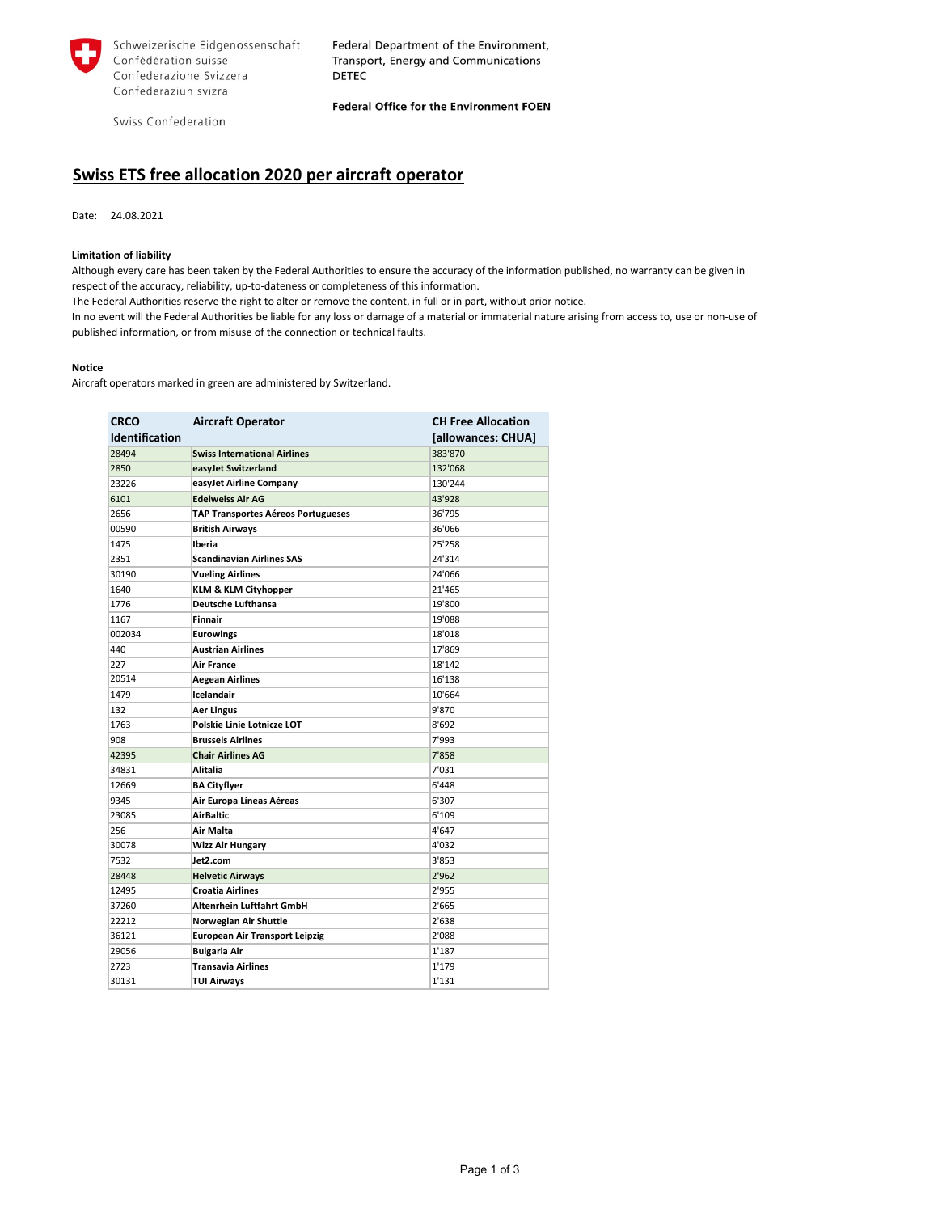Schweizerische Eidgenossenschaft
Confédération suisse
Confederazione Svizzera
Confederaziun svizra

Swiss Confederation

Federal Department of the Environment, Transport, Energy and Communications DETEC

**Federal Office for the Environment FOEN**

# Swiss ETS free allocation 2020 per aircraft operator

Date: 24.08.2021

**Limitation of liability**

Although every care has been taken by the Federal Authorities to ensure the accuracy of the information published, no warranty can be given in respect of the accuracy, reliability, up-to-dateness or completeness of this information.
The Federal Authorities reserve the right to alter or remove the content, in full or in part, without prior notice.
In no event will the Federal Authorities be liable for any loss or damage of a material or immaterial nature arising from access to, use or non-use of published information, or from misuse of the connection or technical faults.

**Notice**

Aircraft operators marked in green are administered by Switzerland.

| CRCO Identification | Aircraft Operator | CH Free Allocation [allowances: CHUA] |
|---|---|---|
| 28494 | **Swiss International Airlines** | 383'870 |
| 2850 | **easyJet Switzerland** | 132'068 |
| 23226 | **easyJet Airline Company** | 130'244 |
| 6101 | **Edelweiss Air AG** | 43'928 |
| 2656 | **TAP Transportes Aéreos Portugueses** | 36'795 |
| 00590 | **British Airways** | 36'066 |
| 1475 | **Iberia** | 25'258 |
| 2351 | **Scandinavian Airlines SAS** | 24'314 |
| 30190 | **Vueling Airlines** | 24'066 |
| 1640 | **KLM & KLM Cityhopper** | 21'465 |
| 1776 | **Deutsche Lufthansa** | 19'800 |
| 1167 | **Finnair** | 19'088 |
| 002034 | **Eurowings** | 18'018 |
| 440 | **Austrian Airlines** | 17'869 |
| 227 | **Air France** | 18'142 |
| 20514 | **Aegean Airlines** | 16'138 |
| 1479 | **Icelandair** | 10'664 |
| 132 | **Aer Lingus** | 9'870 |
| 1763 | **Polskie Linie Lotnicze LOT** | 8'692 |
| 908 | **Brussels Airlines** | 7'993 |
| 42395 | **Chair Airlines AG** | 7'858 |
| 34831 | **Alitalia** | 7'031 |
| 12669 | **BA Cityflyer** | 6'448 |
| 9345 | **Air Europa Líneas Aéreas** | 6'307 |
| 23085 | **AirBaltic** | 6'109 |
| 256 | **Air Malta** | 4'647 |
| 30078 | **Wizz Air Hungary** | 4'032 |
| 7532 | **Jet2.com** | 3'853 |
| 28448 | **Helvetic Airways** | 2'962 |
| 12495 | **Croatia Airlines** | 2'955 |
| 37260 | **Altenrhein Luftfahrt GmbH** | 2'665 |
| 22212 | **Norwegian Air Shuttle** | 2'638 |
| 36121 | **European Air Transport Leipzig** | 2'088 |
| 29056 | **Bulgaria Air** | 1'187 |
| 2723 | **Transavia Airlines** | 1'179 |
| 30131 | **TUI Airways** | 1'131 |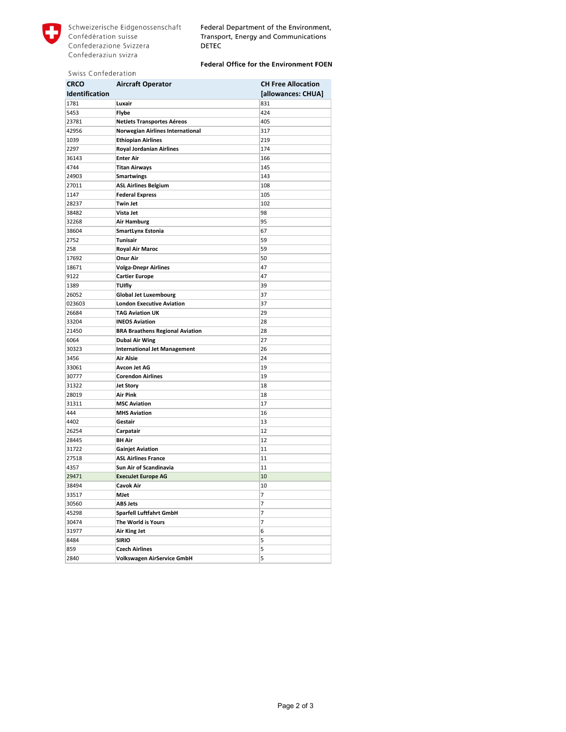Schweizerische Eidgenossenschaft
Confédération suisse
Confederazione Svizzera
Confederaziun svizra

Swiss Confederation

Federal Department of the Environment, Transport, Energy and Communications DETEC

**Federal Office for the Environment FOEN**

| CRCO Identification | Aircraft Operator | CH Free Allocation [allowances: CHUA] |
|---|---|---|
| 1781 | **Luxair** | 831 |
| 5453 | **Flybe** | 424 |
| 23781 | **NetJets Transportes Aéreos** | 405 |
| 42956 | **Norwegian Airlines International** | 317 |
| 1039 | **Ethiopian Airlines** | 219 |
| 2297 | **Royal Jordanian Airlines** | 174 |
| 36143 | **Enter Air** | 166 |
| 4744 | **Titan Airways** | 145 |
| 24903 | **Smartwings** | 143 |
| 27011 | **ASL Airlines Belgium** | 108 |
| 1147 | **Federal Express** | 105 |
| 28237 | **Twin Jet** | 102 |
| 38482 | **Vista Jet** | 98 |
| 32268 | **Air Hamburg** | 95 |
| 38604 | **SmartLynx Estonia** | 67 |
| 2752 | **Tunisair** | 59 |
| 258 | **Royal Air Maroc** | 59 |
| 17692 | **Onur Air** | 50 |
| 18671 | **Volga-Dnepr Airlines** | 47 |
| 9122 | **Cartier Europe** | 47 |
| 1389 | **TUIfly** | 39 |
| 26052 | **Global Jet Luxembourg** | 37 |
| 023603 | **London Executive Aviation** | 37 |
| 26684 | **TAG Aviation UK** | 29 |
| 33204 | **INEOS Aviation** | 28 |
| 21450 | **BRA Braathens Regional Aviation** | 28 |
| 6064 | **Dubai Air Wing** | 27 |
| 30323 | **International Jet Management** | 26 |
| 3456 | **Air Alsie** | 24 |
| 33061 | **Avcon Jet AG** | 19 |
| 30777 | **Corendon Airlines** | 19 |
| 31322 | **Jet Story** | 18 |
| 28019 | **Air Pink** | 18 |
| 31311 | **MSC Aviation** | 17 |
| 444 | **MHS Aviation** | 16 |
| 4402 | **Gestair** | 13 |
| 26254 | **Carpatair** | 12 |
| 28445 | **BH Air** | 12 |
| 31722 | **Gainjet Aviation** | 11 |
| 27518 | **ASL Airlines France** | 11 |
| 4357 | **Sun Air of Scandinavia** | 11 |
| 29471 | **ExecuJet Europe AG** | 10 |
| 38494 | **Cavok Air** | 10 |
| 33517 | **MJet** | 7 |
| 30560 | **ABS Jets** | 7 |
| 45298 | **Sparfell Luftfahrt GmbH** | 7 |
| 30474 | **The World is Yours** | 7 |
| 31977 | **Air King Jet** | 6 |
| 8484 | **SIRIO** | 5 |
| 859 | **Czech Airlines** | 5 |
| 2840 | **Volkswagen AirService GmbH** | 5 |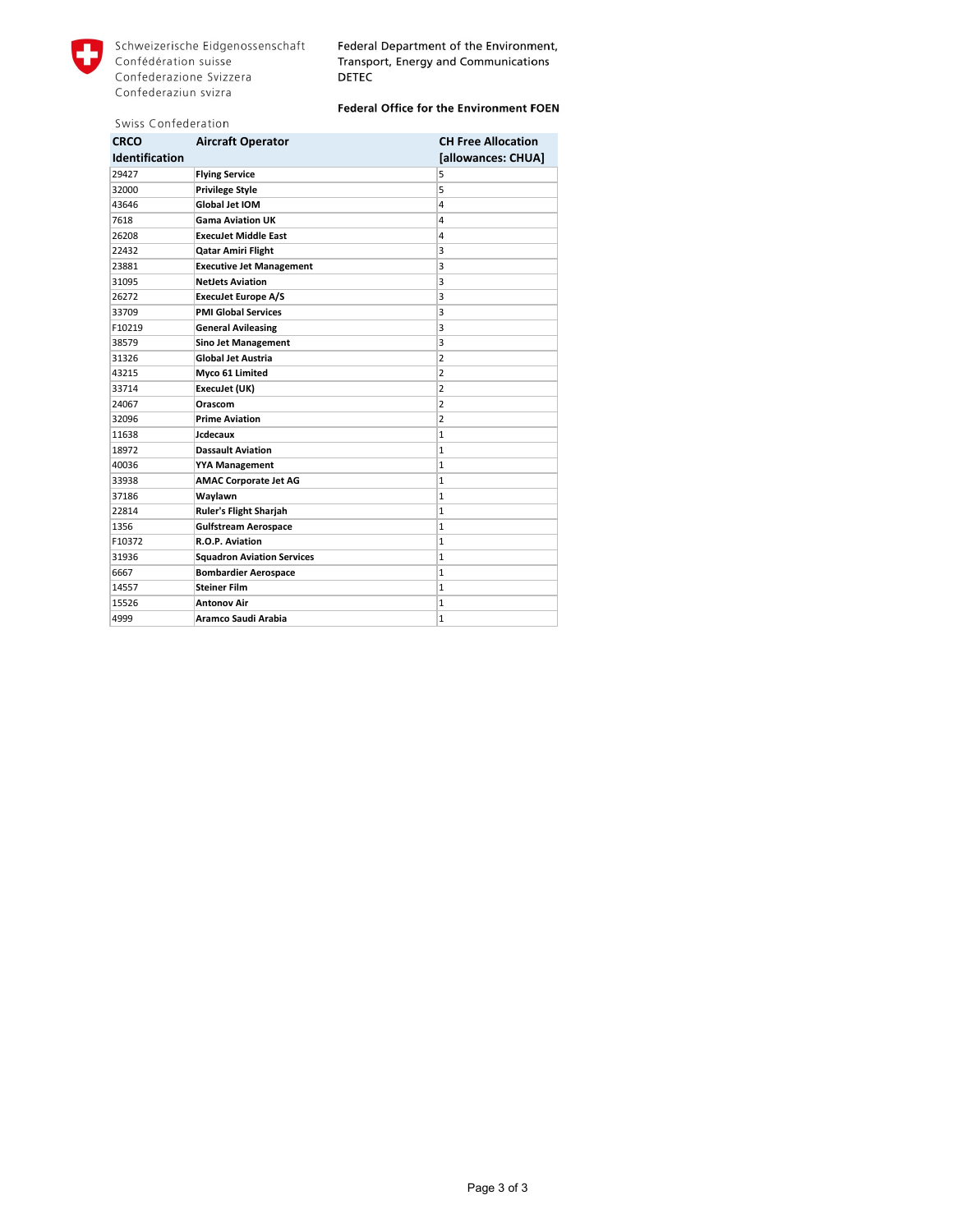Schweizerische Eidgenossenschaft
Confédération suisse
Confederazione Svizzera
Confederaziun svizra

Swiss Confederation

Federal Department of the Environment, Transport, Energy and Communications DETEC

**Federal Office for the Environment FOEN**

| CRCO Identification | Aircraft Operator | CH Free Allocation [allowances: CHUA] |
|---|---|---|
| 29427 | **Flying Service** | 5 |
| 32000 | **Privilege Style** | 5 |
| 43646 | **Global Jet IOM** | 4 |
| 7618 | **Gama Aviation UK** | 4 |
| 26208 | **ExecuJet Middle East** | 4 |
| 22432 | **Qatar Amiri Flight** | 3 |
| 23881 | **Executive Jet Management** | 3 |
| 31095 | **NetJets Aviation** | 3 |
| 26272 | **ExecuJet Europe A/S** | 3 |
| 33709 | **PMI Global Services** | 3 |
| F10219 | **General Avileasing** | 3 |
| 38579 | **Sino Jet Management** | 3 |
| 31326 | **Global Jet Austria** | 2 |
| 43215 | **Myco 61 Limited** | 2 |
| 33714 | **ExecuJet (UK)** | 2 |
| 24067 | **Orascom** | 2 |
| 32096 | **Prime Aviation** | 2 |
| 11638 | **Jcdecaux** | 1 |
| 18972 | **Dassault Aviation** | 1 |
| 40036 | **YYA Management** | 1 |
| 33938 | **AMAC Corporate Jet AG** | 1 |
| 37186 | **Waylawn** | 1 |
| 22814 | **Ruler's Flight Sharjah** | 1 |
| 1356 | **Gulfstream Aerospace** | 1 |
| F10372 | **R.O.P. Aviation** | 1 |
| 31936 | **Squadron Aviation Services** | 1 |
| 6667 | **Bombardier Aerospace** | 1 |
| 14557 | **Steiner Film** | 1 |
| 15526 | **Antonov Air** | 1 |
| 4999 | **Aramco Saudi Arabia** | 1 |